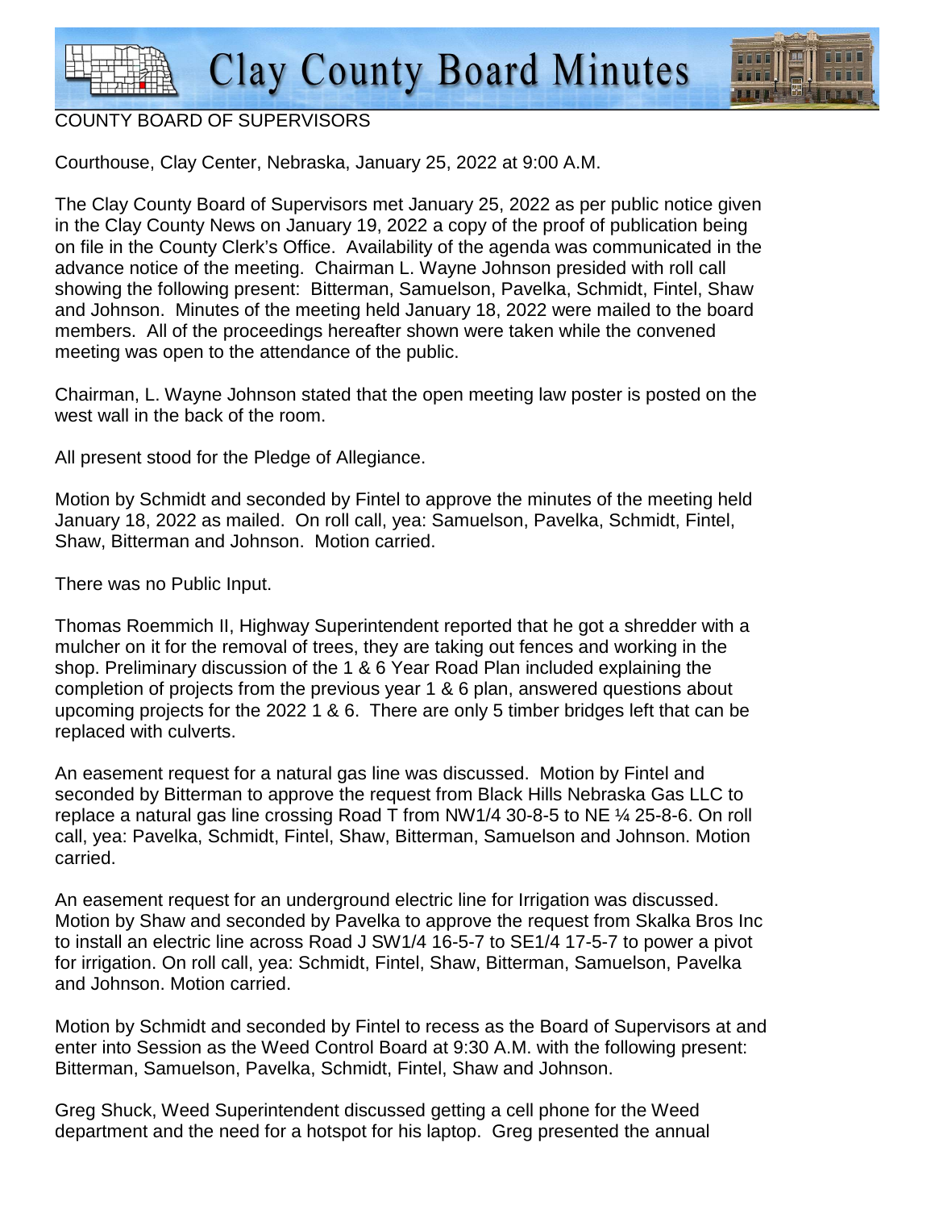# Clay County Board Minutes

COUNTY BOARD OF SUPERVISORS

Courthouse, Clay Center, Nebraska, January 25, 2022 at 9:00 A.M.

The Clay County Board of Supervisors met January 25, 2022 as per public notice given in the Clay County News on January 19, 2022 a copy of the proof of publication being on file in the County Clerk's Office. Availability of the agenda was communicated in the advance notice of the meeting. Chairman L. Wayne Johnson presided with roll call showing the following present: Bitterman, Samuelson, Pavelka, Schmidt, Fintel, Shaw and Johnson. Minutes of the meeting held January 18, 2022 were mailed to the board members. All of the proceedings hereafter shown were taken while the convened meeting was open to the attendance of the public.

Chairman, L. Wayne Johnson stated that the open meeting law poster is posted on the west wall in the back of the room.

All present stood for the Pledge of Allegiance.

Motion by Schmidt and seconded by Fintel to approve the minutes of the meeting held January 18, 2022 as mailed. On roll call, yea: Samuelson, Pavelka, Schmidt, Fintel, Shaw, Bitterman and Johnson. Motion carried.

There was no Public Input.

Thomas Roemmich II, Highway Superintendent reported that he got a shredder with a mulcher on it for the removal of trees, they are taking out fences and working in the shop. Preliminary discussion of the 1 & 6 Year Road Plan included explaining the completion of projects from the previous year 1 & 6 plan, answered questions about upcoming projects for the 2022 1 & 6. There are only 5 timber bridges left that can be replaced with culverts.

An easement request for a natural gas line was discussed. Motion by Fintel and seconded by Bitterman to approve the request from Black Hills Nebraska Gas LLC to replace a natural gas line crossing Road T from NW1/4 30-8-5 to NE ¼ 25-8-6. On roll call, yea: Pavelka, Schmidt, Fintel, Shaw, Bitterman, Samuelson and Johnson. Motion carried.

An easement request for an underground electric line for Irrigation was discussed. Motion by Shaw and seconded by Pavelka to approve the request from Skalka Bros Inc to install an electric line across Road J SW1/4 16-5-7 to SE1/4 17-5-7 to power a pivot for irrigation. On roll call, yea: Schmidt, Fintel, Shaw, Bitterman, Samuelson, Pavelka and Johnson. Motion carried.

Motion by Schmidt and seconded by Fintel to recess as the Board of Supervisors at and enter into Session as the Weed Control Board at 9:30 A.M. with the following present: Bitterman, Samuelson, Pavelka, Schmidt, Fintel, Shaw and Johnson.

Greg Shuck, Weed Superintendent discussed getting a cell phone for the Weed department and the need for a hotspot for his laptop. Greg presented the annual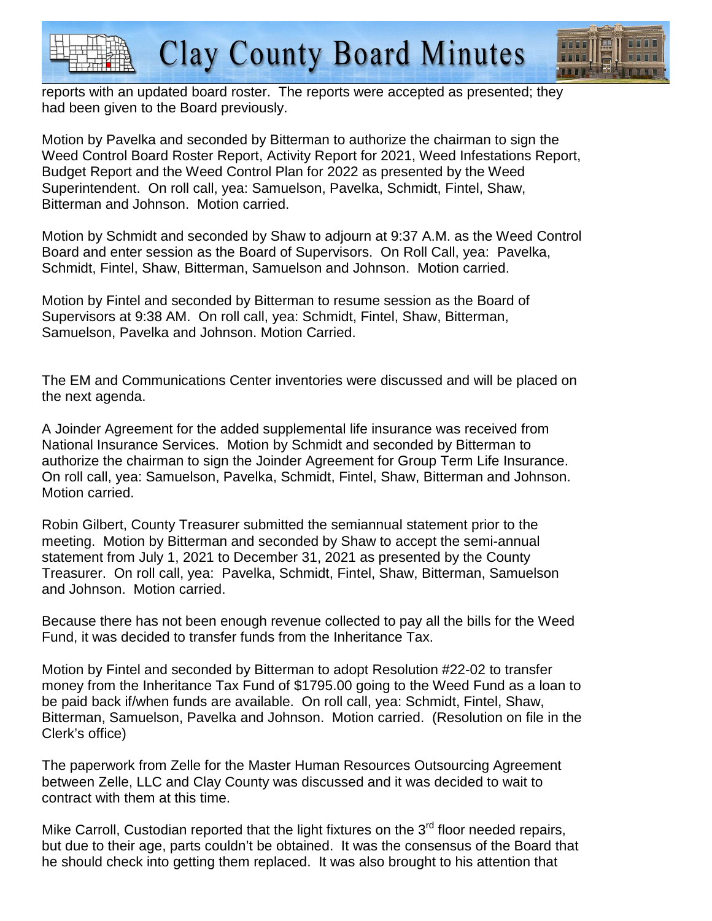reports with an updated board roster. The reports were accepted as presented; they had been given to the Board previously.

Motion by Pavelka and seconded by Bitterman to authorize the chairman to sign the Weed Control Board Roster Report, Activity Report for 2021, Weed Infestations Report, Budget Report and the Weed Control Plan for 2022 as presented by the Weed Superintendent. On roll call, yea: Samuelson, Pavelka, Schmidt, Fintel, Shaw, Bitterman and Johnson. Motion carried.

Motion by Schmidt and seconded by Shaw to adjourn at 9:37 A.M. as the Weed Control Board and enter session as the Board of Supervisors. On Roll Call, yea: Pavelka, Schmidt, Fintel, Shaw, Bitterman, Samuelson and Johnson. Motion carried.

Motion by Fintel and seconded by Bitterman to resume session as the Board of Supervisors at 9:38 AM. On roll call, yea: Schmidt, Fintel, Shaw, Bitterman, Samuelson, Pavelka and Johnson. Motion Carried.

The EM and Communications Center inventories were discussed and will be placed on the next agenda.

A Joinder Agreement for the added supplemental life insurance was received from National Insurance Services. Motion by Schmidt and seconded by Bitterman to authorize the chairman to sign the Joinder Agreement for Group Term Life Insurance. On roll call, yea: Samuelson, Pavelka, Schmidt, Fintel, Shaw, Bitterman and Johnson. Motion carried.

Robin Gilbert, County Treasurer submitted the semiannual statement prior to the meeting. Motion by Bitterman and seconded by Shaw to accept the semi-annual statement from July 1, 2021 to December 31, 2021 as presented by the County Treasurer. On roll call, yea: Pavelka, Schmidt, Fintel, Shaw, Bitterman, Samuelson and Johnson. Motion carried.

Because there has not been enough revenue collected to pay all the bills for the Weed Fund, it was decided to transfer funds from the Inheritance Tax.

Motion by Fintel and seconded by Bitterman to adopt Resolution #22-02 to transfer money from the Inheritance Tax Fund of $1795.00 going to the Weed Fund as a loan to be paid back if/when funds are available. On roll call, yea: Schmidt, Fintel, Shaw, Bitterman, Samuelson, Pavelka and Johnson. Motion carried. (Resolution on file in the Clerk's office)

The paperwork from Zelle for the Master Human Resources Outsourcing Agreement between Zelle, LLC and Clay County was discussed and it was decided to wait to contract with them at this time.

Mike Carroll, Custodian reported that the light fixtures on the 3rd floor needed repairs, but due to their age, parts couldn't be obtained. It was the consensus of the Board that he should check into getting them replaced. It was also brought to his attention that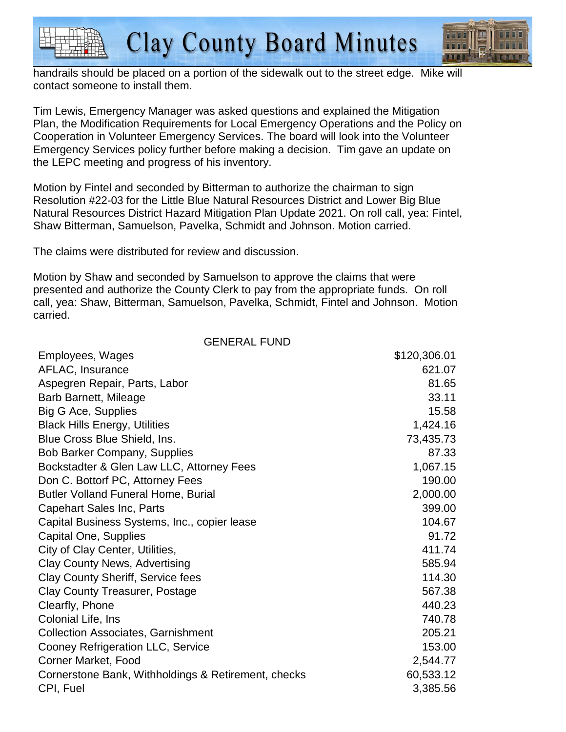handrails should be placed on a portion of the sidewalk out to the street edge. Mike will contact someone to install them.

Tim Lewis, Emergency Manager was asked questions and explained the Mitigation Plan, the Modification Requirements for Local Emergency Operations and the Policy on Cooperation in Volunteer Emergency Services. The board will look into the Volunteer Emergency Services policy further before making a decision. Tim gave an update on the LEPC meeting and progress of his inventory.

Motion by Fintel and seconded by Bitterman to authorize the chairman to sign Resolution #22-03 for the Little Blue Natural Resources District and Lower Big Blue Natural Resources District Hazard Mitigation Plan Update 2021. On roll call, yea: Fintel, Shaw Bitterman, Samuelson, Pavelka, Schmidt and Johnson. Motion carried.

The claims were distributed for review and discussion.

Motion by Shaw and seconded by Samuelson to approve the claims that were presented and authorize the County Clerk to pay from the appropriate funds. On roll call, yea: Shaw, Bitterman, Samuelson, Pavelka, Schmidt, Fintel and Johnson. Motion carried.

| GENERAL FUND | |
|---|---:|
| Employees, Wages | $120,306.01 |
| AFLAC, Insurance | 621.07 |
| Aspegren Repair, Parts, Labor | 81.65 |
| Barb Barnett, Mileage | 33.11 |
| Big G Ace, Supplies | 15.58 |
| Black Hills Energy, Utilities | 1,424.16 |
| Blue Cross Blue Shield, Ins. | 73,435.73 |
| Bob Barker Company, Supplies | 87.33 |
| Bockstadter & Glen Law LLC, Attorney Fees | 1,067.15 |
| Don C. Bottorf PC, Attorney Fees | 190.00 |
| Butler Volland Funeral Home, Burial | 2,000.00 |
| Capehart Sales Inc, Parts | 399.00 |
| Capital Business Systems, Inc., copier lease | 104.67 |
| Capital One, Supplies | 91.72 |
| City of Clay Center, Utilities, | 411.74 |
| Clay County News, Advertising | 585.94 |
| Clay County Sheriff, Service fees | 114.30 |
| Clay County Treasurer, Postage | 567.38 |
| Clearfly, Phone | 440.23 |
| Colonial Life, Ins | 740.78 |
| Collection Associates, Garnishment | 205.21 |
| Cooney Refrigeration LLC, Service | 153.00 |
| Corner Market, Food | 2,544.77 |
| Cornerstone Bank, Withholdings & Retirement, checks | 60,533.12 |
| CPI, Fuel | 3,385.56 |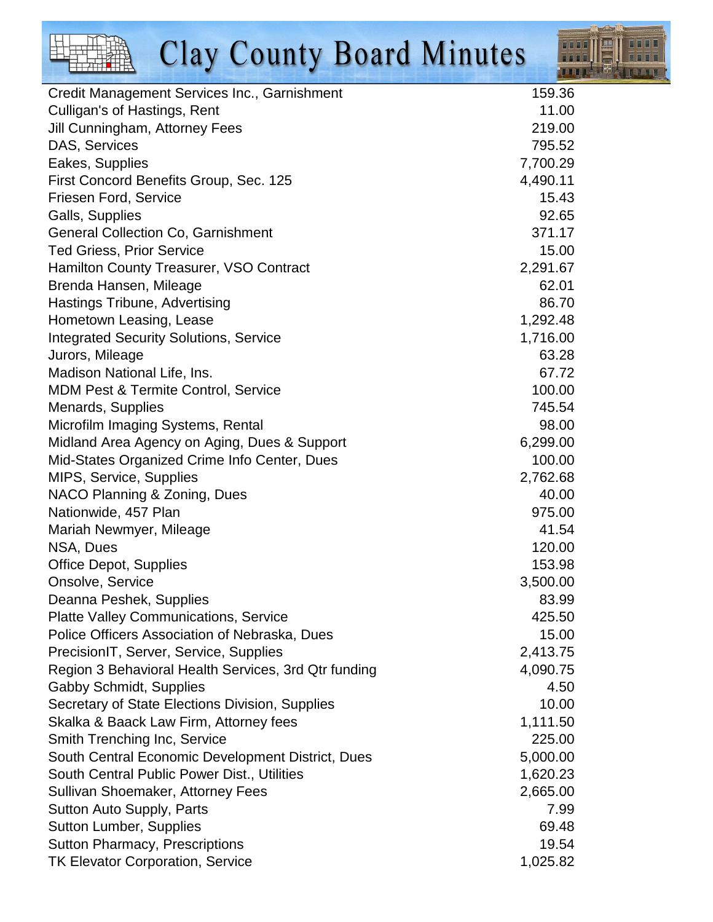| | |
|---|---|
| Credit Management Services Inc., Garnishment | 159.36 |
| Culligan's of Hastings, Rent | 11.00 |
| Jill Cunningham, Attorney Fees | 219.00 |
| DAS, Services | 795.52 |
| Eakes, Supplies | 7,700.29 |
| First Concord Benefits Group, Sec. 125 | 4,490.11 |
| Friesen Ford, Service | 15.43 |
| Galls, Supplies | 92.65 |
| General Collection Co, Garnishment | 371.17 |
| Ted Griess, Prior Service | 15.00 |
| Hamilton County Treasurer, VSO Contract | 2,291.67 |
| Brenda Hansen, Mileage | 62.01 |
| Hastings Tribune, Advertising | 86.70 |
| Hometown Leasing, Lease | 1,292.48 |
| Integrated Security Solutions, Service | 1,716.00 |
| Jurors, Mileage | 63.28 |
| Madison National Life, Ins. | 67.72 |
| MDM Pest & Termite Control, Service | 100.00 |
| Menards, Supplies | 745.54 |
| Microfilm Imaging Systems, Rental | 98.00 |
| Midland Area Agency on Aging, Dues & Support | 6,299.00 |
| Mid-States Organized Crime Info Center, Dues | 100.00 |
| MIPS, Service, Supplies | 2,762.68 |
| NACO Planning & Zoning, Dues | 40.00 |
| Nationwide, 457 Plan | 975.00 |
| Mariah Newmyer, Mileage | 41.54 |
| NSA, Dues | 120.00 |
| Office Depot, Supplies | 153.98 |
| Onsolve, Service | 3,500.00 |
| Deanna Peshek, Supplies | 83.99 |
| Platte Valley Communications, Service | 425.50 |
| Police Officers Association of Nebraska, Dues | 15.00 |
| PrecisionIT, Server, Service, Supplies | 2,413.75 |
| Region 3 Behavioral Health Services, 3rd Qtr funding | 4,090.75 |
| Gabby Schmidt, Supplies | 4.50 |
| Secretary of State Elections Division, Supplies | 10.00 |
| Skalka & Baack Law Firm, Attorney fees | 1,111.50 |
| Smith Trenching Inc, Service | 225.00 |
| South Central Economic Development District, Dues | 5,000.00 |
| South Central Public Power Dist., Utilities | 1,620.23 |
| Sullivan Shoemaker, Attorney Fees | 2,665.00 |
| Sutton Auto Supply, Parts | 7.99 |
| Sutton Lumber, Supplies | 69.48 |
| Sutton Pharmacy, Prescriptions | 19.54 |
| TK Elevator Corporation, Service | 1,025.82 |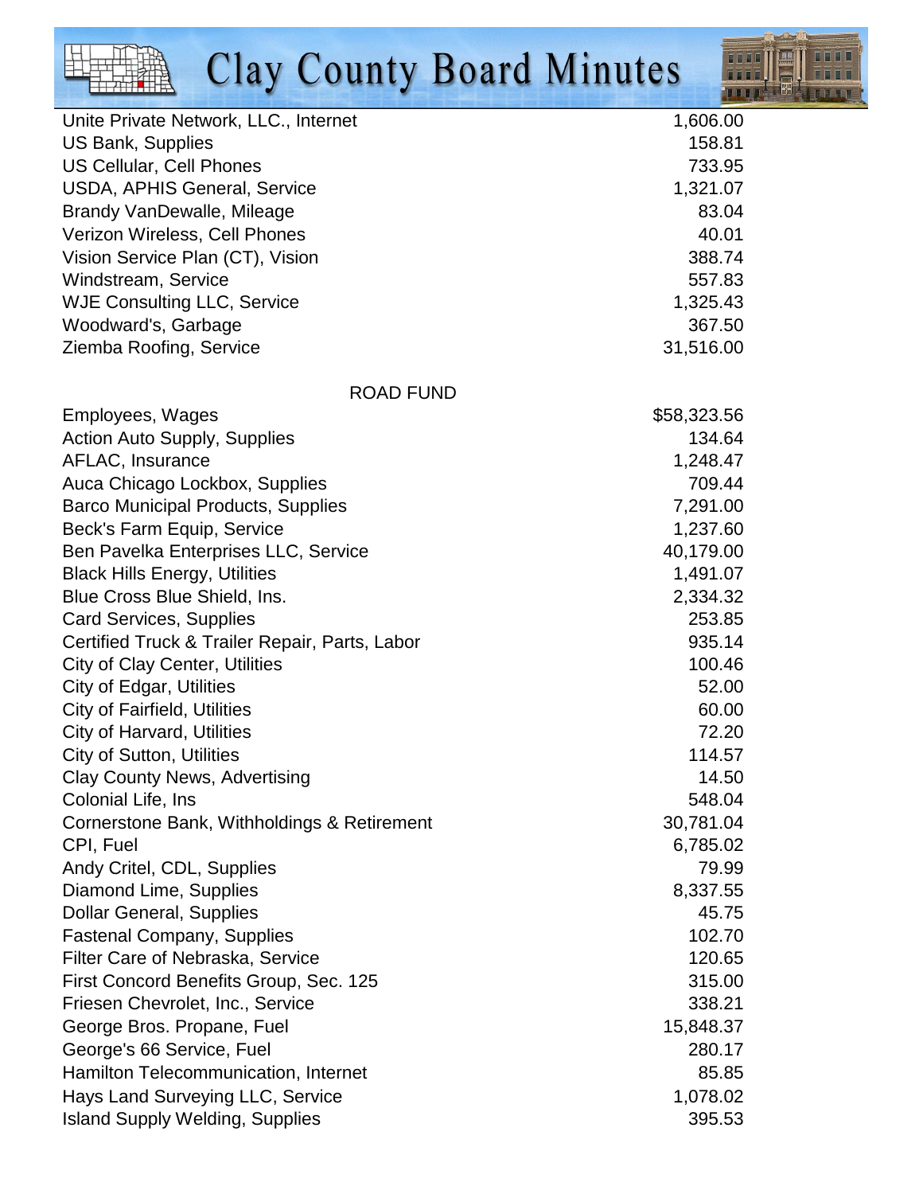| | |
|---|---|
| Unite Private Network, LLC., Internet | 1,606.00 |
| US Bank, Supplies | 158.81 |
| US Cellular, Cell Phones | 733.95 |
| USDA, APHIS General, Service | 1,321.07 |
| Brandy VanDewalle, Mileage | 83.04 |
| Verizon Wireless, Cell Phones | 40.01 |
| Vision Service Plan (CT), Vision | 388.74 |
| Windstream, Service | 557.83 |
| WJE Consulting LLC, Service | 1,325.43 |
| Woodward's, Garbage | 367.50 |
| Ziemba Roofing, Service | 31,516.00 |

ROAD FUND

| | |
|---|---|
| Employees, Wages | $58,323.56 |
| Action Auto Supply, Supplies | 134.64 |
| AFLAC, Insurance | 1,248.47 |
| Auca Chicago Lockbox, Supplies | 709.44 |
| Barco Municipal Products, Supplies | 7,291.00 |
| Beck's Farm Equip, Service | 1,237.60 |
| Ben Pavelka Enterprises LLC, Service | 40,179.00 |
| Black Hills Energy, Utilities | 1,491.07 |
| Blue Cross Blue Shield, Ins. | 2,334.32 |
| Card Services, Supplies | 253.85 |
| Certified Truck & Trailer Repair, Parts, Labor | 935.14 |
| City of Clay Center, Utilities | 100.46 |
| City of Edgar, Utilities | 52.00 |
| City of Fairfield, Utilities | 60.00 |
| City of Harvard, Utilities | 72.20 |
| City of Sutton, Utilities | 114.57 |
| Clay County News, Advertising | 14.50 |
| Colonial Life, Ins | 548.04 |
| Cornerstone Bank, Withholdings & Retirement | 30,781.04 |
| CPI, Fuel | 6,785.02 |
| Andy Critel, CDL, Supplies | 79.99 |
| Diamond Lime, Supplies | 8,337.55 |
| Dollar General, Supplies | 45.75 |
| Fastenal Company, Supplies | 102.70 |
| Filter Care of Nebraska, Service | 120.65 |
| First Concord Benefits Group, Sec. 125 | 315.00 |
| Friesen Chevrolet, Inc., Service | 338.21 |
| George Bros. Propane, Fuel | 15,848.37 |
| George's 66 Service, Fuel | 280.17 |
| Hamilton Telecommunication, Internet | 85.85 |
| Hays Land Surveying LLC, Service | 1,078.02 |
| Island Supply Welding, Supplies | 395.53 |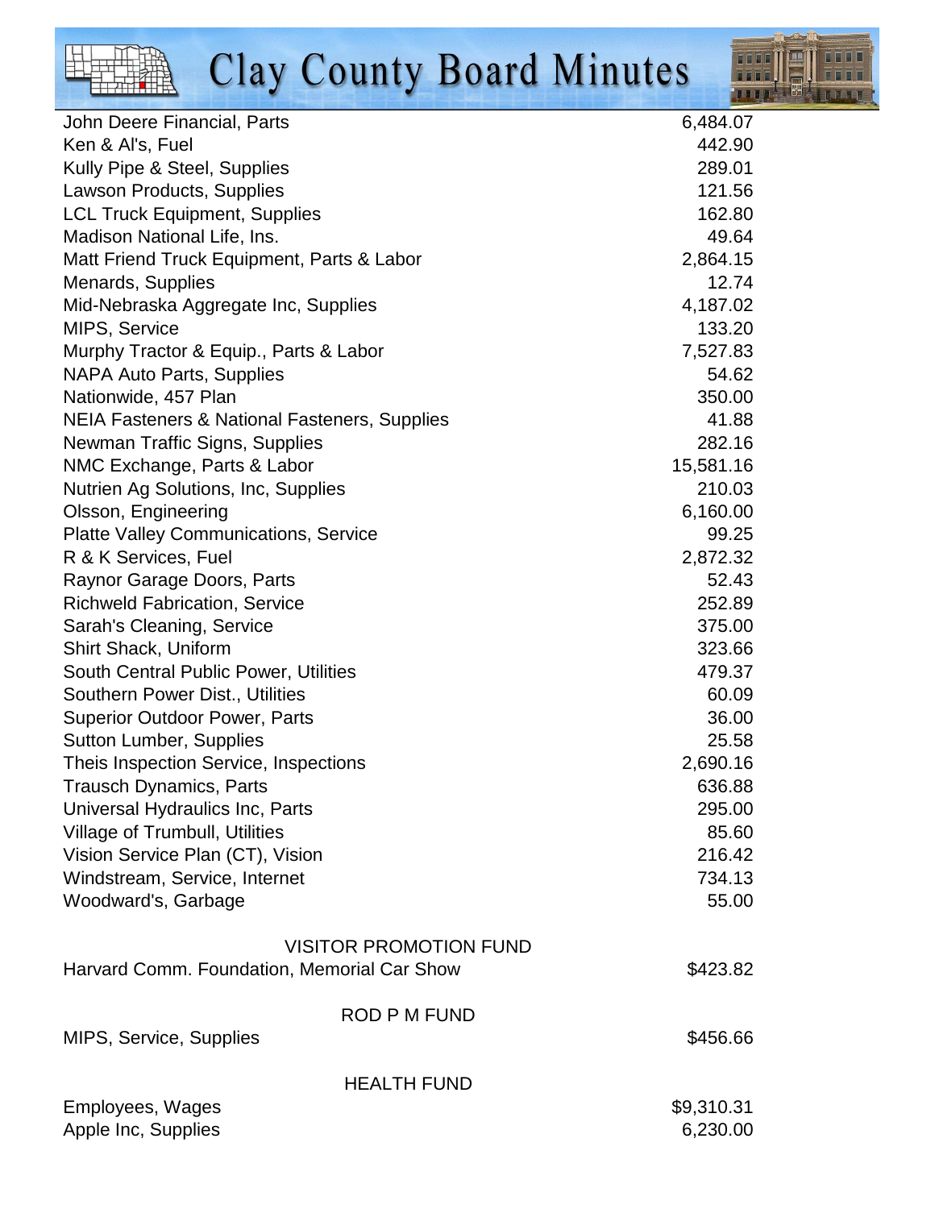| | |
|---|---|
| John Deere Financial, Parts | 6,484.07 |
| Ken & Al's, Fuel | 442.90 |
| Kully Pipe & Steel, Supplies | 289.01 |
| Lawson Products, Supplies | 121.56 |
| LCL Truck Equipment, Supplies | 162.80 |
| Madison National Life, Ins. | 49.64 |
| Matt Friend Truck Equipment, Parts & Labor | 2,864.15 |
| Menards, Supplies | 12.74 |
| Mid-Nebraska Aggregate Inc, Supplies | 4,187.02 |
| MIPS, Service | 133.20 |
| Murphy Tractor & Equip., Parts & Labor | 7,527.83 |
| NAPA Auto Parts, Supplies | 54.62 |
| Nationwide, 457 Plan | 350.00 |
| NEIA Fasteners & National Fasteners, Supplies | 41.88 |
| Newman Traffic Signs, Supplies | 282.16 |
| NMC Exchange, Parts & Labor | 15,581.16 |
| Nutrien Ag Solutions, Inc, Supplies | 210.03 |
| Olsson, Engineering | 6,160.00 |
| Platte Valley Communications, Service | 99.25 |
| R & K Services, Fuel | 2,872.32 |
| Raynor Garage Doors, Parts | 52.43 |
| Richweld Fabrication, Service | 252.89 |
| Sarah's Cleaning, Service | 375.00 |
| Shirt Shack, Uniform | 323.66 |
| South Central Public Power, Utilities | 479.37 |
| Southern Power Dist., Utilities | 60.09 |
| Superior Outdoor Power, Parts | 36.00 |
| Sutton Lumber, Supplies | 25.58 |
| Theis Inspection Service, Inspections | 2,690.16 |
| Trausch Dynamics, Parts | 636.88 |
| Universal Hydraulics Inc, Parts | 295.00 |
| Village of Trumbull, Utilities | 85.60 |
| Vision Service Plan (CT), Vision | 216.42 |
| Windstream, Service, Internet | 734.13 |
| Woodward's, Garbage | 55.00 |

VISITOR PROMOTION FUND

| | |
|---|---|
| Harvard Comm. Foundation, Memorial Car Show | $423.82 |

ROD P M FUND

| | |
|---|---|
| MIPS, Service, Supplies | $456.66 |

HEALTH FUND

| | |
|---|---|
| Employees, Wages | $9,310.31 |
| Apple Inc, Supplies | 6,230.00 |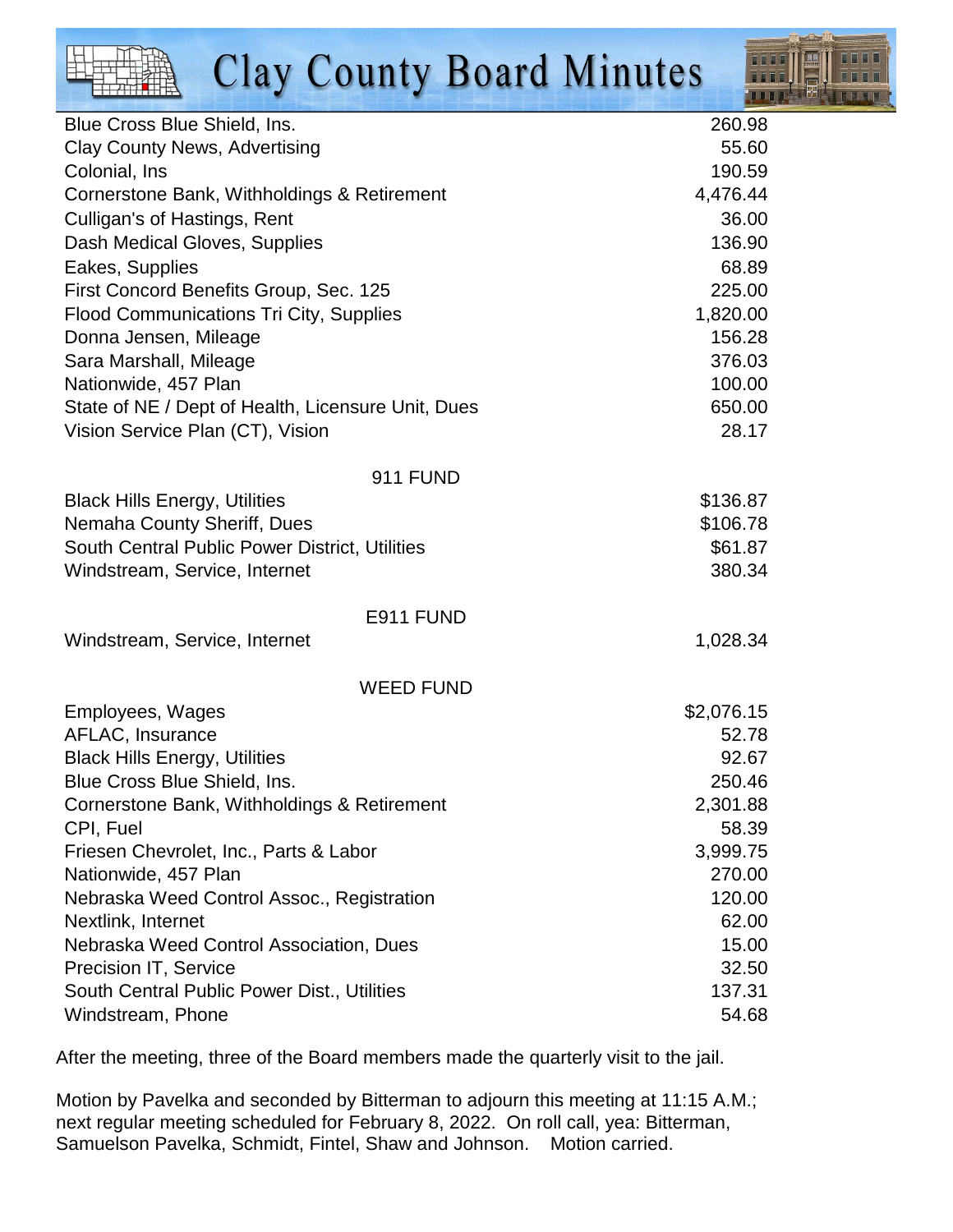| | |
|---|---|
| Blue Cross Blue Shield, Ins. | 260.98 |
| Clay County News, Advertising | 55.60 |
| Colonial, Ins | 190.59 |
| Cornerstone Bank, Withholdings & Retirement | 4,476.44 |
| Culligan's of Hastings, Rent | 36.00 |
| Dash Medical Gloves, Supplies | 136.90 |
| Eakes, Supplies | 68.89 |
| First Concord Benefits Group, Sec. 125 | 225.00 |
| Flood Communications Tri City, Supplies | 1,820.00 |
| Donna Jensen, Mileage | 156.28 |
| Sara Marshall, Mileage | 376.03 |
| Nationwide, 457 Plan | 100.00 |
| State of NE / Dept of Health, Licensure Unit, Dues | 650.00 |
| Vision Service Plan (CT), Vision | 28.17 |

911 FUND

| | |
|---|---|
| Black Hills Energy, Utilities | $136.87 |
| Nemaha County Sheriff, Dues | $106.78 |
| South Central Public Power District, Utilities | $61.87 |
| Windstream, Service, Internet | 380.34 |

E911 FUND

| | |
|---|---|
| Windstream, Service, Internet | 1,028.34 |

WEED FUND

| | |
|---|---|
| Employees, Wages | $2,076.15 |
| AFLAC, Insurance | 52.78 |
| Black Hills Energy, Utilities | 92.67 |
| Blue Cross Blue Shield, Ins. | 250.46 |
| Cornerstone Bank, Withholdings & Retirement | 2,301.88 |
| CPI, Fuel | 58.39 |
| Friesen Chevrolet, Inc., Parts & Labor | 3,999.75 |
| Nationwide, 457 Plan | 270.00 |
| Nebraska Weed Control Assoc., Registration | 120.00 |
| Nextlink, Internet | 62.00 |
| Nebraska Weed Control Association, Dues | 15.00 |
| Precision IT, Service | 32.50 |
| South Central Public Power Dist., Utilities | 137.31 |
| Windstream, Phone | 54.68 |

After the meeting, three of the Board members made the quarterly visit to the jail.

Motion by Pavelka and seconded by Bitterman to adjourn this meeting at 11:15 A.M.; next regular meeting scheduled for February 8, 2022. On roll call, yea: Bitterman, Samuelson Pavelka, Schmidt, Fintel, Shaw and Johnson. Motion carried.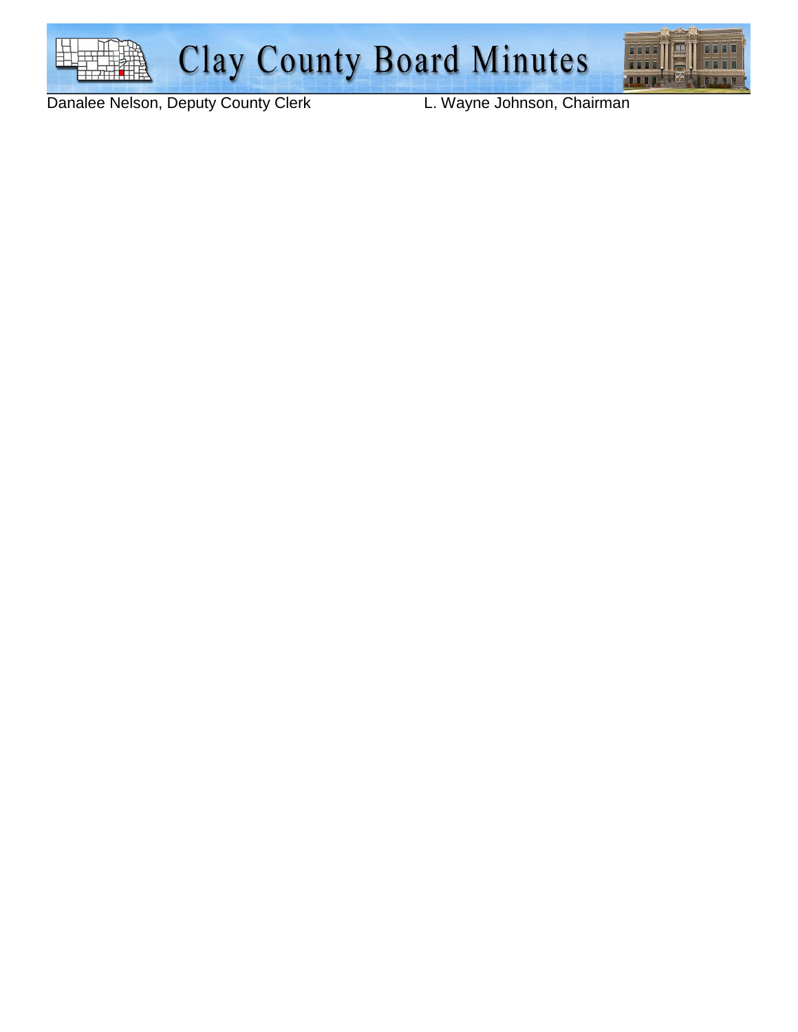Danalee Nelson, Deputy County Clerk

L. Wayne Johnson, Chairman